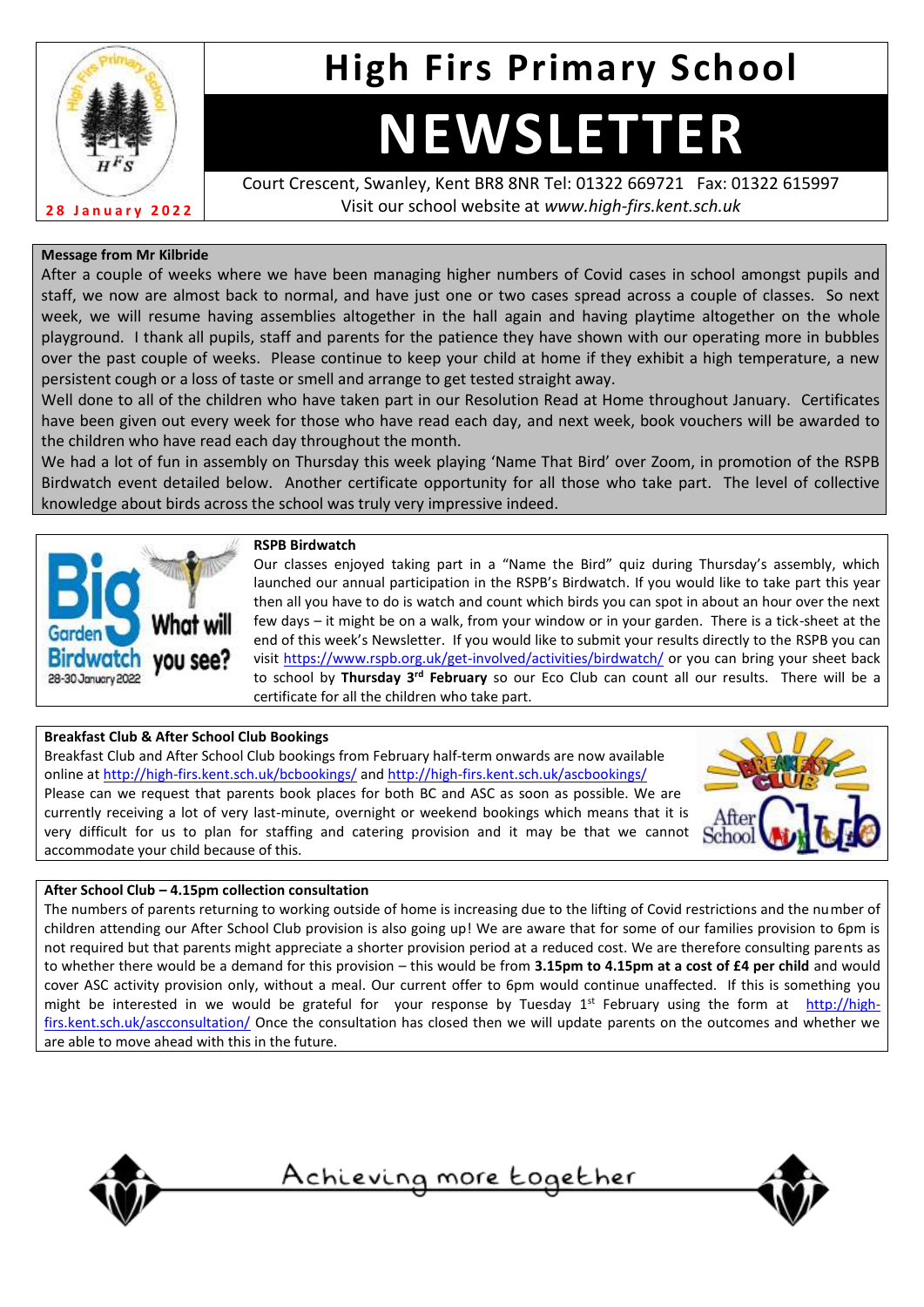# High Firs Primary School

# NEWSLETTER

**28 January 2022**

Court Crescent, Swanley, Kent BR8 8NR Tel: 01322 669721 Fax: 01322 615997
Visit our school website at *www.high-firs.kent.sch.uk*

**Message from Mr Kilbride**

After a couple of weeks where we have been managing higher numbers of Covid cases in school amongst pupils and staff, we now are almost back to normal, and have just one or two cases spread across a couple of classes. So next week, we will resume having assemblies altogether in the hall again and having playtime altogether on the whole playground. I thank all pupils, staff and parents for the patience they have shown with our operating more in bubbles over the past couple of weeks. Please continue to keep your child at home if they exhibit a high temperature, a new persistent cough or a loss of taste or smell and arrange to get tested straight away.

Well done to all of the children who have taken part in our Resolution Read at Home throughout January. Certificates have been given out every week for those who have read each day, and next week, book vouchers will be awarded to the children who have read each day throughout the month.

We had a lot of fun in assembly on Thursday this week playing 'Name That Bird' over Zoom, in promotion of the RSPB Birdwatch event detailed below. Another certificate opportunity for all those who take part. The level of collective knowledge about birds across the school was truly very impressive indeed.

**RSPB Birdwatch**

Big Garden Birdwatch 28-30 January 2022 — What will you see?

Our classes enjoyed taking part in a "Name the Bird" quiz during Thursday's assembly, which launched our annual participation in the RSPB's Birdwatch. If you would like to take part this year then all you have to do is watch and count which birds you can spot in about an hour over the next few days – it might be on a walk, from your window or in your garden. There is a tick-sheet at the end of this week's Newsletter. If you would like to submit your results directly to the RSPB you can visit https://www.rspb.org.uk/get-involved/activities/birdwatch/ or you can bring your sheet back to school by **Thursday 3rd February** so our Eco Club can count all our results. There will be a certificate for all the children who take part.

**Breakfast Club & After School Club Bookings**

Breakfast Club and After School Club bookings from February half-term onwards are now available online at http://high-firs.kent.sch.uk/bcbookings/ and http://high-firs.kent.sch.uk/ascbookings/

Please can we request that parents book places for both BC and ASC as soon as possible. We are currently receiving a lot of very last-minute, overnight or weekend bookings which means that it is very difficult for us to plan for staffing and catering provision and it may be that we cannot accommodate your child because of this.

**After School Club – 4.15pm collection consultation**

The numbers of parents returning to working outside of home is increasing due to the lifting of Covid restrictions and the number of children attending our After School Club provision is also going up! We are aware that for some of our families provision to 6pm is not required but that parents might appreciate a shorter provision period at a reduced cost. We are therefore consulting parents as to whether there would be a demand for this provision – this would be from **3.15pm to 4.15pm at a cost of £4 per child** and would cover ASC activity provision only, without a meal. Our current offer to 6pm would continue unaffected. If this is something you might be interested in we would be grateful for your response by Tuesday 1st February using the form at http://high-firs.kent.sch.uk/ascconsultation/ Once the consultation has closed then we will update parents on the outcomes and whether we are able to move ahead with this in the future.

Achieving more together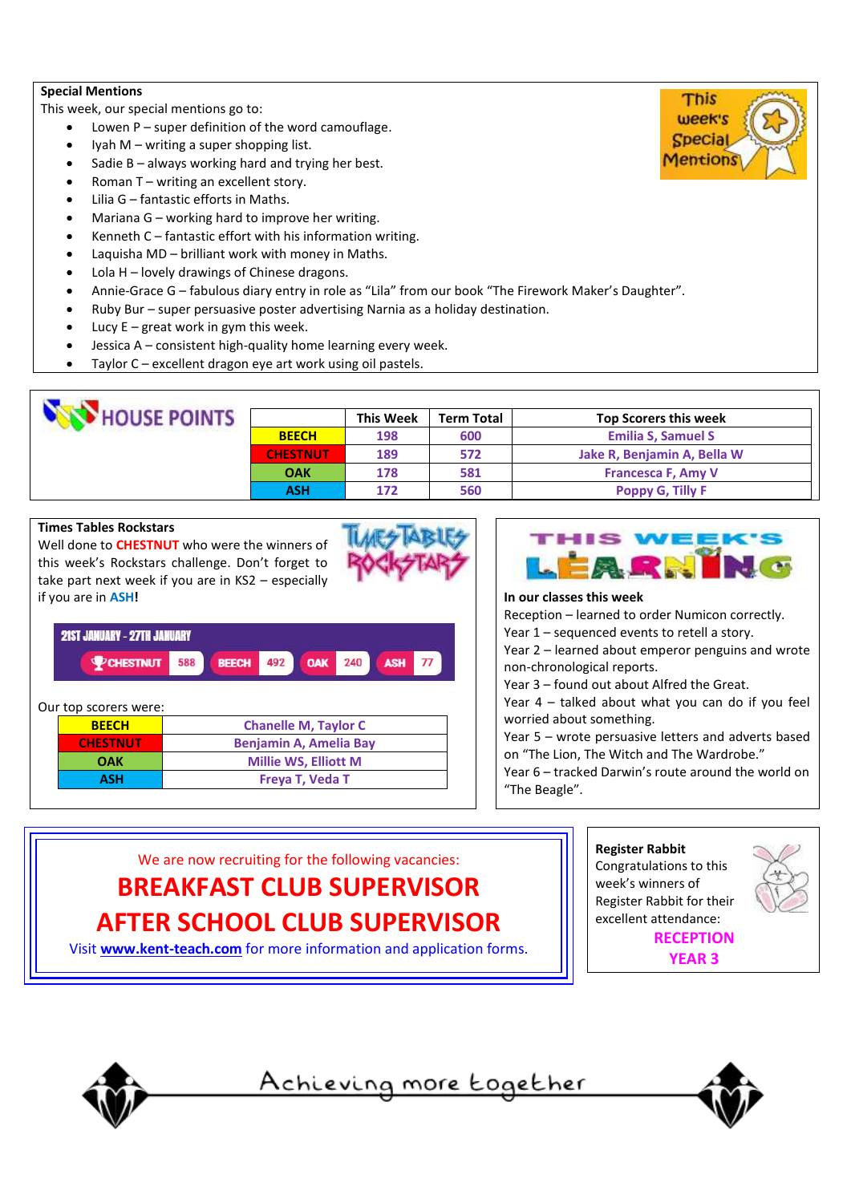## Special Mentions

This week, our special mentions go to:

- Lowen P – super definition of the word camouflage.
- Iyah M – writing a super shopping list.
- Sadie B – always working hard and trying her best.
- Roman T – writing an excellent story.
- Lilia G – fantastic efforts in Maths.
- Mariana G – working hard to improve her writing.
- Kenneth C – fantastic effort with his information writing.
- Laquisha MD – brilliant work with money in Maths.
- Lola H – lovely drawings of Chinese dragons.
- Annie-Grace G – fabulous diary entry in role as "Lila" from our book "The Firework Maker's Daughter".
- Ruby Bur – super persuasive poster advertising Narnia as a holiday destination.
- Lucy E – great work in gym this week.
- Jessica A – consistent high-quality home learning every week.
- Taylor C – excellent dragon eye art work using oil pastels.

## HOUSE POINTS

| | This Week | Term Total | Top Scorers this week |
|---|---|---|---|
| BEECH | 198 | 600 | Emilia S, Samuel S |
| CHESTNUT | 189 | 572 | Jake R, Benjamin A, Bella W |
| OAK | 178 | 581 | Francesca F, Amy V |
| ASH | 172 | 560 | Poppy G, Tilly F |

## Times Tables Rockstars

Well done to **CHESTNUT** who were the winners of this week's Rockstars challenge. Don't forget to take part next week if you are in KS2 – especially if you are in **ASH**!

21ST JANUARY - 27TH JANUARY

| CHESTNUT | BEECH | OAK | ASH |
|---|---|---|---|
| 588 | 492 | 240 | 77 |

Our top scorers were:

| | |
|---|---|
| BEECH | Chanelle M, Taylor C |
| CHESTNUT | Benjamin A, Amelia Bay |
| OAK | Millie WS, Elliott M |
| ASH | Freya T, Veda T |

## This Week's Learning

**In our classes this week**

Reception – learned to order Numicon correctly.
Year 1 – sequenced events to retell a story.
Year 2 – learned about emperor penguins and wrote non-chronological reports.
Year 3 – found out about Alfred the Great.
Year 4 – talked about what you can do if you feel worried about something.
Year 5 – wrote persuasive letters and adverts based on "The Lion, The Witch and The Wardrobe."
Year 6 – tracked Darwin's route around the world on "The Beagle".

We are now recruiting for the following vacancies:

**BREAKFAST CLUB SUPERVISOR**

**AFTER SCHOOL CLUB SUPERVISOR**

Visit **www.kent-teach.com** for more information and application forms.

## Register Rabbit

Congratulations to this week's winners of Register Rabbit for their excellent attendance:

**RECEPTION**

**YEAR 3**

Achieving more together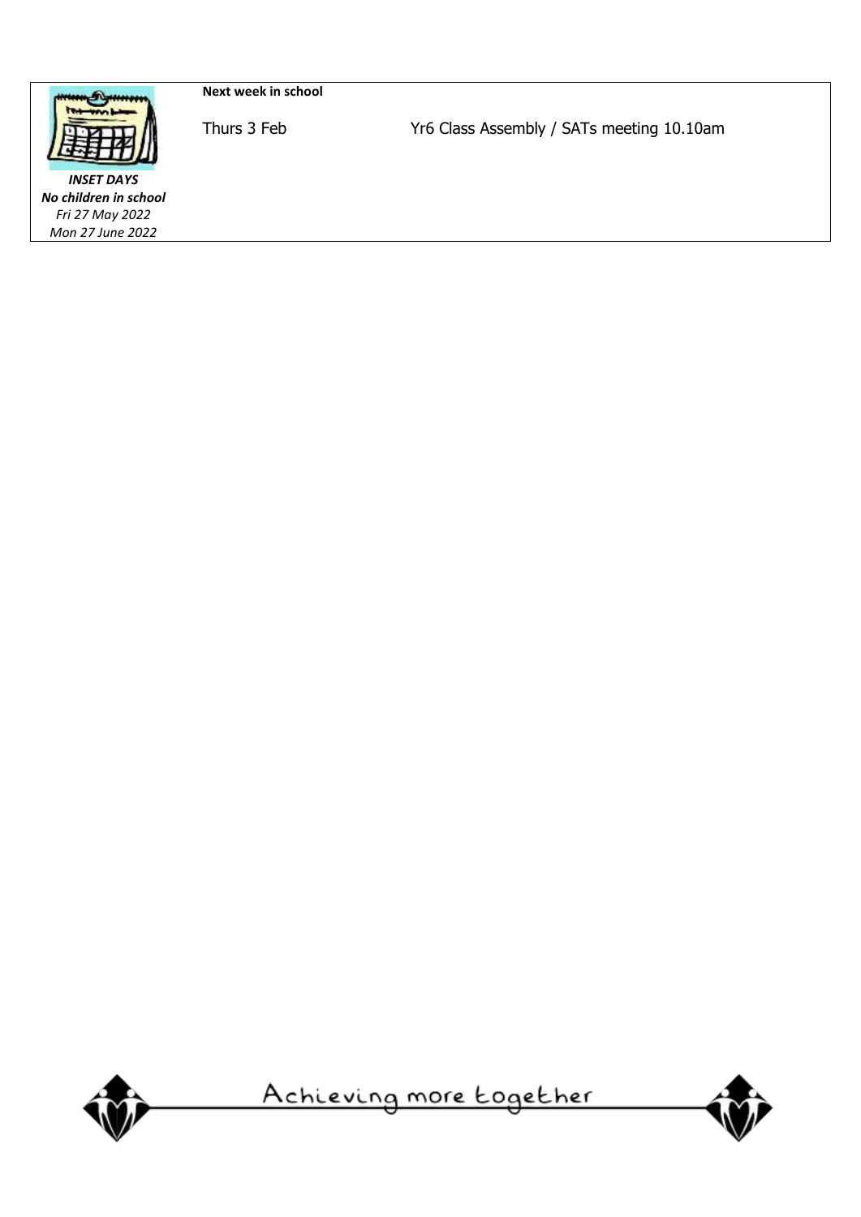***INSET DAYS***
***No children in school***
*Fri 27 May 2022*
*Mon 27 June 2022*

**Next week in school**

| | |
|---|---|
| Thurs 3 Feb | Yr6 Class Assembly / SATs meeting 10.10am |

Achieving more together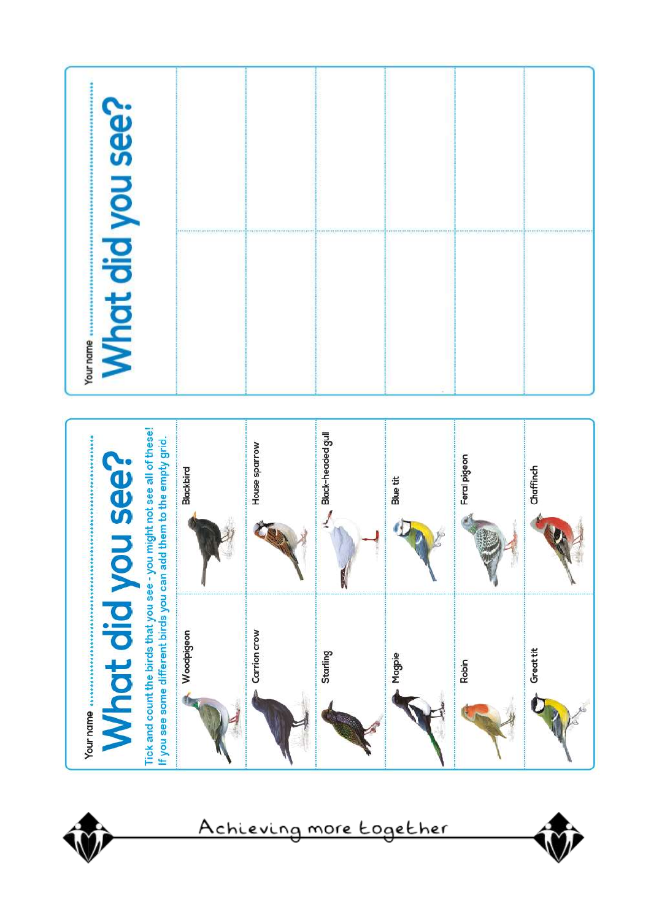Your name ........................................

# What did you see?

Tick and count the birds that you see - you might not see all of these! If you see some different birds you can add them to the empty grid.

| | |
|---|---|
| Woodpigeon | Blackbird |
| Carrion crow | House sparrow |
| Starling | Black-headed gull |
| Magpie | Blue tit |
| Robin | Feral pigeon |
| Great tit | Chaffinch |

Your name ........................................

# What did you see?

| | |
|---|---|
| | |
| | |
| | |
| | |
| | |
| | |

Achieving more together